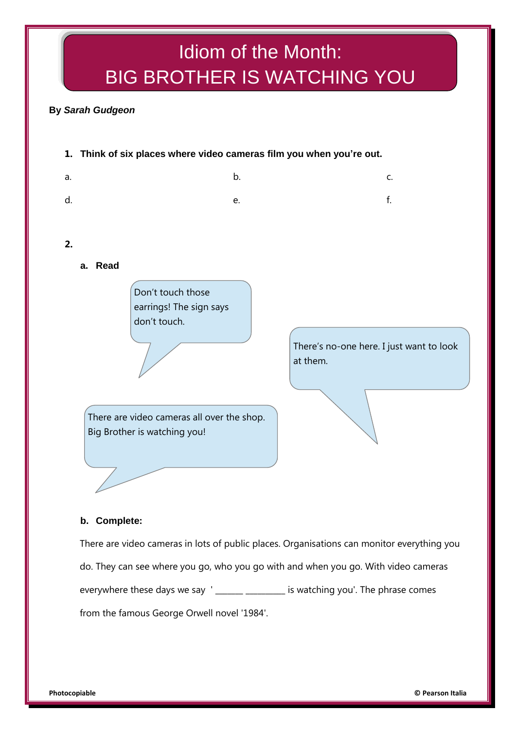# Idiom of the Month: BIG BROTHER IS WATCHING YOU

**By *Sarah Gudgeon***

1. **Think of six places where video cameras film you when you're out.**

a. b. c.

d. e. f.

**2.**

**a. Read**

Don't touch those earrings! The sign says don't touch.

There's no-one here. I just want to look at them.

There are video cameras all over the shop. Big Brother is watching you!

**b. Complete:**

There are video cameras in lots of public places. Organisations can monitor everything you do. They can see where you go, who you go with and when you go. With video cameras everywhere these days we say '______ _________ is watching you'. The phrase comes from the famous George Orwell novel '1984'.

Photocopiable © Pearson Italia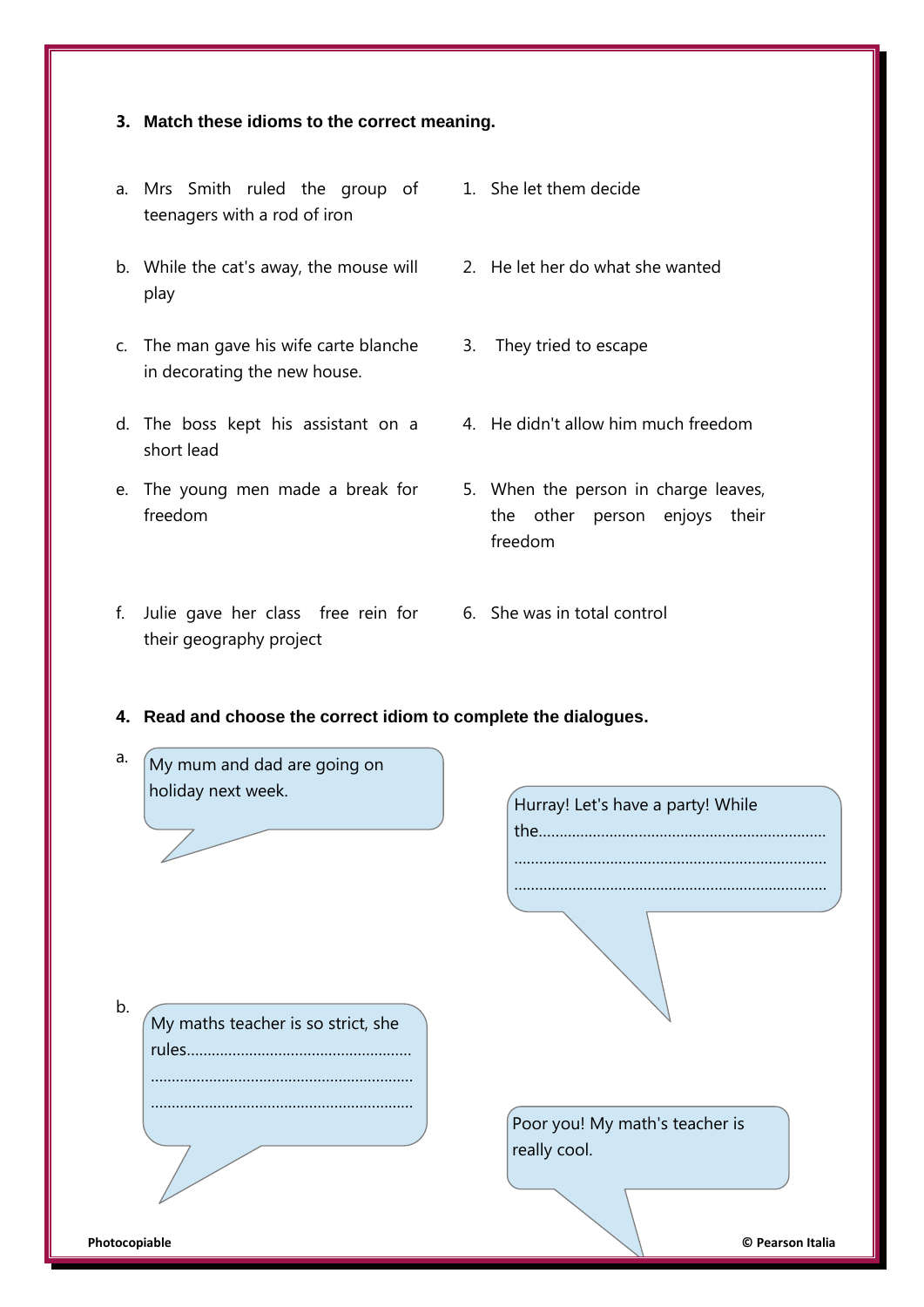**3. Match these idioms to the correct meaning.**

| | |
|---|---|
| a. Mrs Smith ruled the group of teenagers with a rod of iron | 1. She let them decide |
| b. While the cat's away, the mouse will play | 2. He let her do what she wanted |
| c. The man gave his wife carte blanche in decorating the new house. | 3. They tried to escape |
| d. The boss kept his assistant on a short lead | 4. He didn't allow him much freedom |
| e. The young men made a break for freedom | 5. When the person in charge leaves, the other person enjoys their freedom |
| f. Julie gave her class free rein for their geography project | 6. She was in total control |

**4. Read and choose the correct idiom to complete the dialogues.**

a.

My mum and dad are going on holiday next week.

Hurray! Let's have a party! While the.......................................................................
...........................................................................
...........................................................................

b.

My maths teacher is so strict, she rules.......................................................
..............................................................
..............................................................

Poor you! My math's teacher is really cool.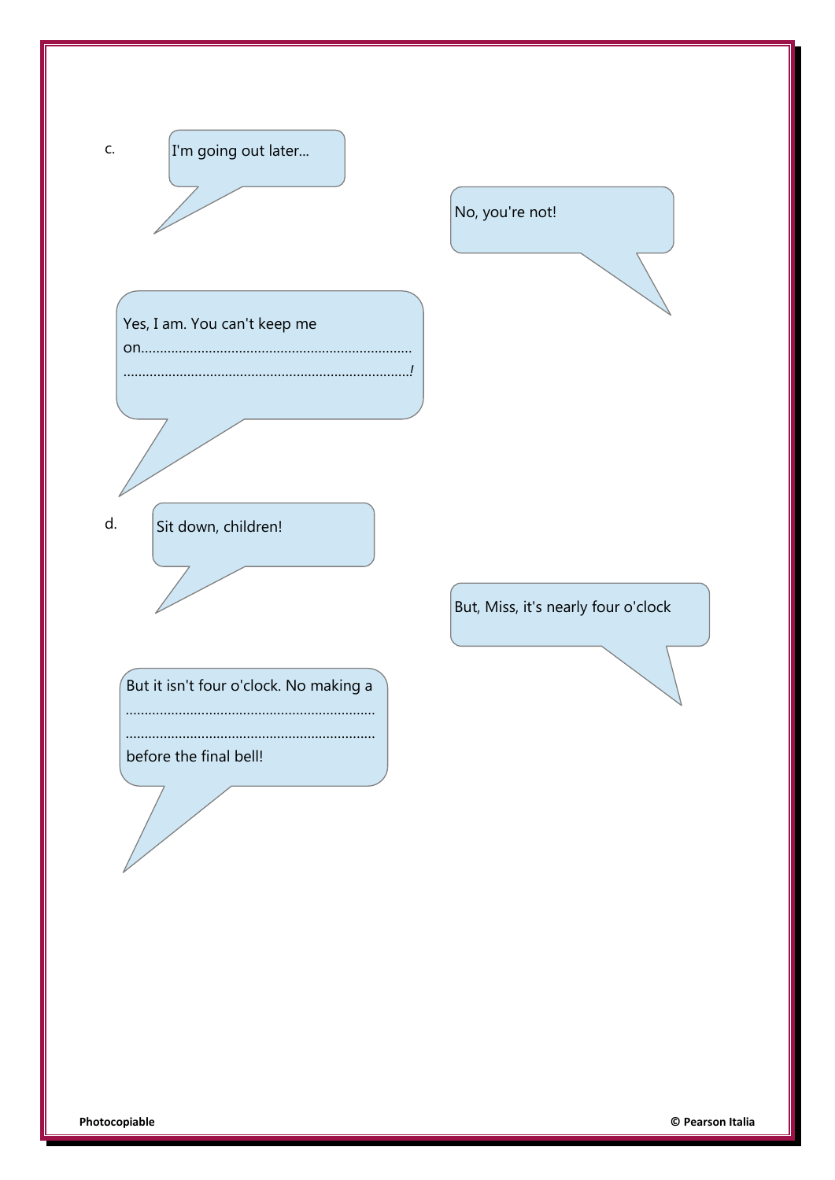c.

I'm going out later...

No, you're not!

Yes, I am. You can't keep me on........................................................................
............................................................................!

d.

Sit down, children!

But, Miss, it's nearly four o'clock

But it isn't four o'clock. No making a ................................................................
................................................................
before the final bell!

Photocopiable © Pearson Italia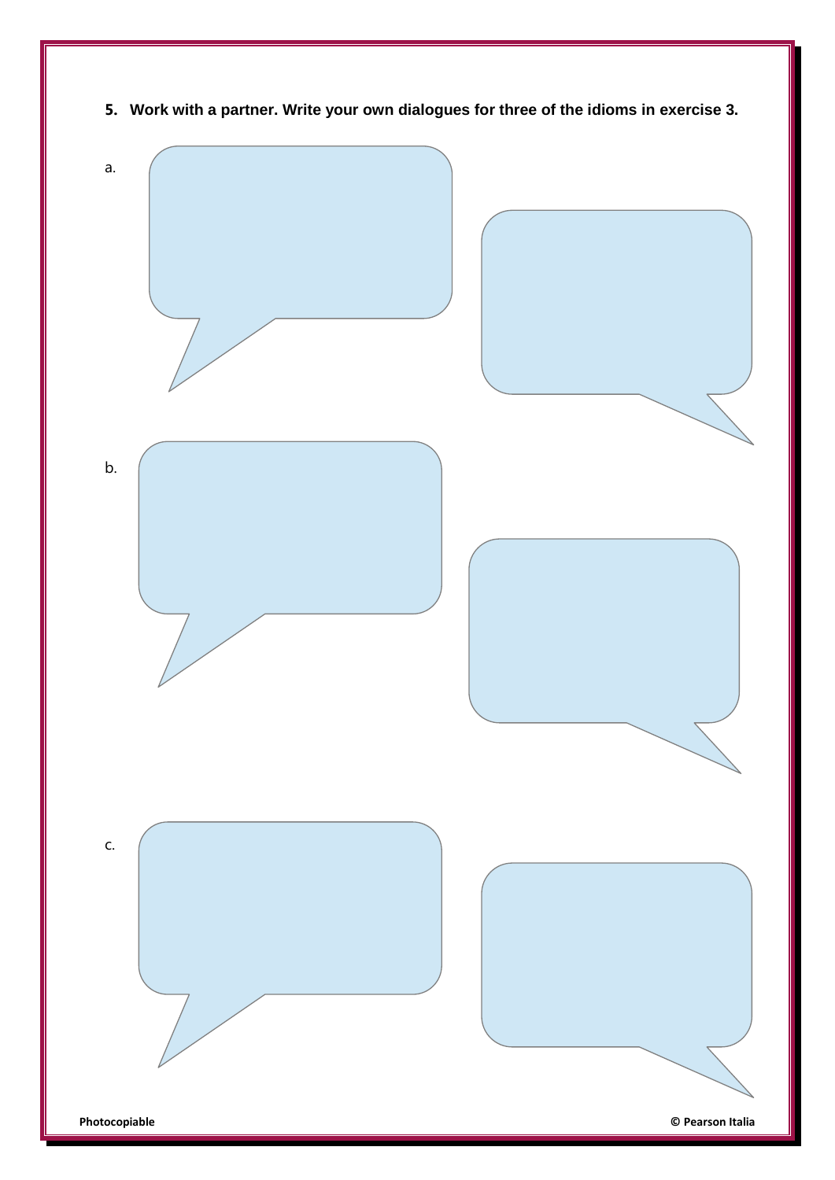**5. Work with a partner. Write your own dialogues for three of the idioms in exercise 3.**

a.

b.

c.

Photocopiable

© Pearson Italia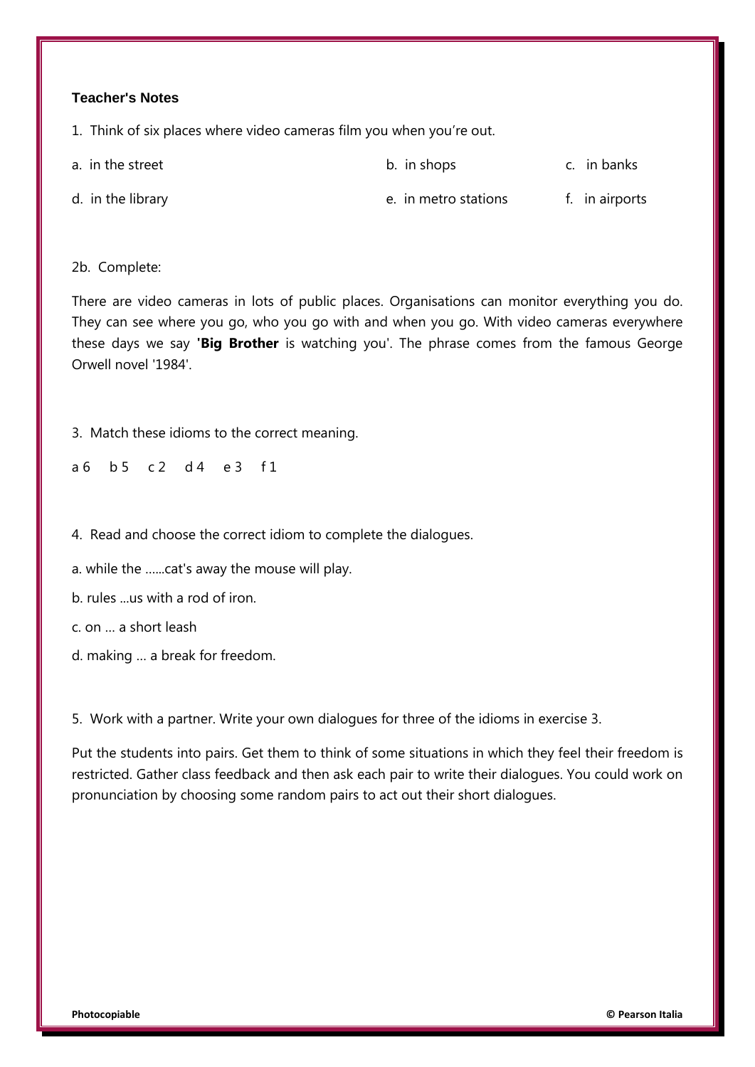**Teacher's Notes**

1. Think of six places where video cameras film you when you're out.

a. in the street

b. in shops

c. in banks

d. in the library

e. in metro stations

f. in airports

2b. Complete:

There are video cameras in lots of public places. Organisations can monitor everything you do. They can see where you go, who you go with and when you go. With video cameras everywhere these days we say **'Big Brother** is watching you'. The phrase comes from the famous George Orwell novel '1984'.

3. Match these idioms to the correct meaning.

a 6 b 5 c 2 d 4 e 3 f 1

4. Read and choose the correct idiom to complete the dialogues.

a. while the ......cat's away the mouse will play.

b. rules ...us with a rod of iron.

c. on ... a short leash

d. making ... a break for freedom.

5. Work with a partner. Write your own dialogues for three of the idioms in exercise 3.

Put the students into pairs. Get them to think of some situations in which they feel their freedom is restricted. Gather class feedback and then ask each pair to write their dialogues. You could work on pronunciation by choosing some random pairs to act out their short dialogues.

**Photocopiable** **© Pearson Italia**